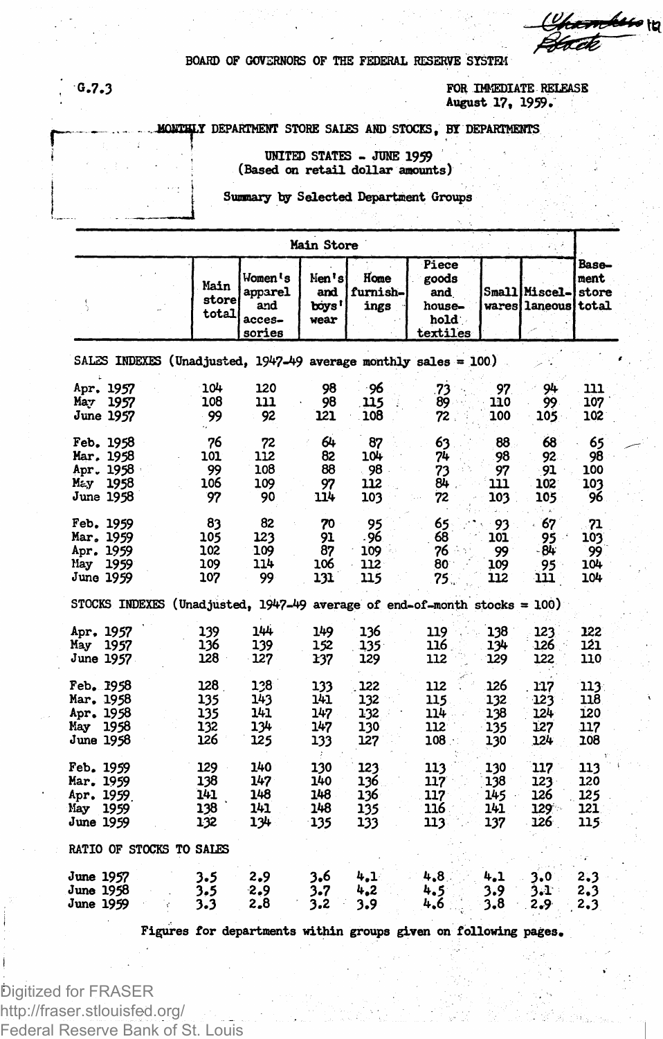BOARD OF GOVERNORS OF THE FEDERAL RESERVE SYSTEM

G.7.3

FOR IMMEDIATE RELEASE
August 17, 1959.

# MONTHLY DEPARTMENT STORE SALES AND STOCKS, BY DEPARTMENTS

UNITED STATES - JUNE 1959
(Based on retail dollar amounts)

Summary by Selected Department Groups

| | Main Store | | | | | | | Basement store total |
|---|---|---|---|---|---|---|---|---|
| | Main store total | Women's apparel and accessories | Men's and boys' wear | Home furnishings | Piece goods and household textiles | Small wares | Miscellaneous | |
| **SALES INDEXES (Unadjusted, 1947-49 average monthly sales = 100)** | | | | | | | | |
| Apr. 1957 | 104 | 120 | 98 | 96 | 73 | 97 | 94 | 111 |
| May 1957 | 108 | 111 | 98 | 115 | 89 | 110 | 99 | 107 |
| June 1957 | 99 | 92 | 121 | 108 | 72 | 100 | 105 | 102 |
| Feb. 1958 | 76 | 72 | 64 | 87 | 63 | 88 | 68 | 65 |
| Mar. 1958 | 101 | 112 | 82 | 104 | 74 | 98 | 92 | 98 |
| Apr. 1958 | 99 | 108 | 88 | 98 | 73 | 97 | 91 | 100 |
| May 1958 | 106 | 109 | 97 | 112 | 84 | 111 | 102 | 103 |
| June 1958 | 97 | 90 | 114 | 103 | 72 | 103 | 105 | 96 |
| Feb. 1959 | 83 | 82 | 70 | 95 | 65 | 93 | 67 | 71 |
| Mar. 1959 | 105 | 123 | 91 | 96 | 68 | 101 | 95 | 103 |
| Apr. 1959 | 102 | 109 | 87 | 109 | 76 | 99 | 84 | 99 |
| May 1959 | 109 | 114 | 106 | 112 | 80 | 109 | 95 | 104 |
| June 1959 | 107 | 99 | 131 | 115 | 75 | 112 | 111 | 104 |
| **STOCKS INDEXES (Unadjusted, 1947-49 average of end-of-month stocks = 100)** | | | | | | | | |
| Apr. 1957 | 139 | 144 | 149 | 136 | 119 | 138 | 123 | 122 |
| May 1957 | 136 | 139 | 152 | 135 | 116 | 134 | 126 | 121 |
| June 1957 | 128 | 127 | 137 | 129 | 112 | 129 | 122 | 110 |
| Feb. 1958 | 128 | 138 | 133 | 122 | 112 | 126 | 117 | 113 |
| Mar. 1958 | 135 | 143 | 141 | 132 | 115 | 132 | 123 | 118 |
| Apr. 1958 | 135 | 141 | 147 | 132 | 114 | 138 | 124 | 120 |
| May 1958 | 132 | 134 | 147 | 130 | 112 | 135 | 127 | 117 |
| June 1958 | 126 | 125 | 133 | 127 | 108 | 130 | 124 | 108 |
| Feb. 1959 | 129 | 140 | 130 | 123 | 113 | 130 | 117 | 113 |
| Mar. 1959 | 138 | 147 | 140 | 136 | 117 | 138 | 123 | 120 |
| Apr. 1959 | 141 | 148 | 148 | 136 | 117 | 145 | 126 | 125 |
| May 1959 | 138 | 141 | 148 | 135 | 116 | 141 | 129 | 121 |
| June 1959 | 132 | 134 | 135 | 133 | 113 | 137 | 126 | 115 |
| **RATIO OF STOCKS TO SALES** | | | | | | | | |
| June 1957 | 3.5 | 2.9 | 3.6 | 4.1 | 4.8 | 4.1 | 3.0 | 2.3 |
| June 1958 | 3.5 | 2.9 | 3.7 | 4.2 | 4.5 | 3.9 | 3.1 | 2.3 |
| June 1959 | 3.3 | 2.8 | 3.2 | 3.9 | 4.6 | 3.8 | 2.9 | 2.3 |

Figures for departments within groups given on following pages.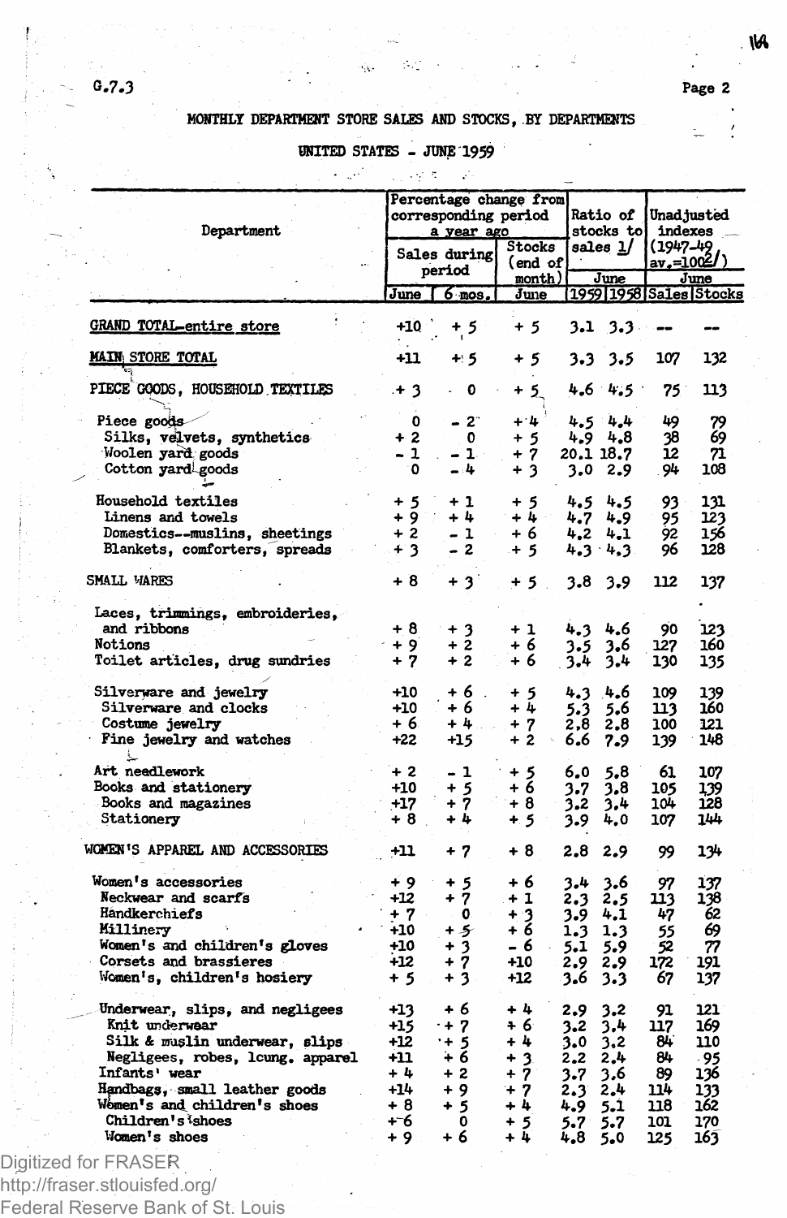G.7.3

## MONTHLY DEPARTMENT STORE SALES AND STOCKS, BY DEPARTMENTS

### UNITED STATES - JUNE 1959

| Department | Percentage change from corresponding period a year ago | | | Ratio of stocks to sales 1/ | | Unadjusted indexes (1947-49 av.=100 2/) | |
|---|---|---|---|---|---|---|---|
| | Sales during period | | Stocks (end of month) | June | | June | |
| | June | 6 mos. | June | 1959 | 1958 | Sales | Stocks |
| GRAND TOTAL-entire store | +10 | + 5 | + 5 | 3.1 | 3.3 | -- | -- |
| MAIN STORE TOTAL | +11 | + 5 | + 5 | 3.3 | 3.5 | 107 | 132 |
| PIECE GOODS, HOUSEHOLD TEXTILES | + 3 | 0 | + 5 | 4.6 | 4.5 | 75 | 113 |
| Piece goods | 0 | - 2 | + 4 | 4.5 | 4.4 | 49 | 79 |
| Silks, velvets, synthetics | + 2 | 0 | + 5 | 4.9 | 4.8 | 38 | 69 |
| Woolen yard goods | - 1 | - 1 | + 7 | 20.1 | 18.7 | 12 | 71 |
| Cotton yard goods | 0 | - 4 | + 3 | 3.0 | 2.9 | 94 | 108 |
| Household textiles | + 5 | + 1 | + 5 | 4.5 | 4.5 | 93 | 131 |
| Linens and towels | + 9 | + 4 | + 4 | 4.7 | 4.9 | 95 | 123 |
| Domestics--muslins, sheetings | + 2 | - 1 | + 6 | 4.2 | 4.1 | 92 | 156 |
| Blankets, comforters, spreads | + 3 | - 2 | + 5 | 4.3 | 4.3 | 96 | 128 |
| SMALL WARES | + 8 | + 3 | + 5 | 3.8 | 3.9 | 112 | 137 |
| Laces, trimmings, embroideries, and ribbons | + 8 | + 3 | + 1 | 4.3 | 4.6 | 90 | 123 |
| Notions | + 9 | + 2 | + 6 | 3.5 | 3.6 | 127 | 160 |
| Toilet articles, drug sundries | + 7 | + 2 | + 6 | 3.4 | 3.4 | 130 | 135 |
| Silverware and jewelry | +10 | + 6 | + 5 | 4.3 | 4.6 | 109 | 139 |
| Silverware and clocks | +10 | + 6 | + 4 | 5.3 | 5.6 | 113 | 160 |
| Costume jewelry | + 6 | + 4 | + 7 | 2.8 | 2.8 | 100 | 121 |
| Fine jewelry and watches | +22 | +15 | + 2 | 6.6 | 7.9 | 139 | 148 |
| Art needlework | + 2 | - 1 | + 5 | 6.0 | 5.8 | 61 | 107 |
| Books and stationery | +10 | + 5 | + 6 | 3.7 | 3.8 | 105 | 139 |
| Books and magazines | +17 | + 7 | + 8 | 3.2 | 3.4 | 104 | 128 |
| Stationery | + 8 | + 4 | + 5 | 3.9 | 4.0 | 107 | 144 |
| WOMEN'S APPAREL AND ACCESSORIES | +11 | + 7 | + 8 | 2.8 | 2.9 | 99 | 134 |
| Women's accessories | + 9 | + 5 | + 6 | 3.4 | 3.6 | 97 | 137 |
| Neckwear and scarfs | +12 | + 7 | + 1 | 2.3 | 2.5 | 113 | 138 |
| Handkerchiefs | + 7 | 0 | + 3 | 3.9 | 4.1 | 47 | 62 |
| Millinery | +10 | + 5 | + 6 | 1.3 | 1.3 | 55 | 69 |
| Women's and children's gloves | +10 | + 3 | - 6 | 5.1 | 5.9 | 52 | 77 |
| Corsets and brassieres | +12 | + 7 | +10 | 2.9 | 2.9 | 172 | 191 |
| Women's, children's hosiery | + 5 | + 3 | +12 | 3.6 | 3.3 | 67 | 137 |
| Underwear, slips, and negligees | +13 | + 6 | + 4 | 2.9 | 3.2 | 91 | 121 |
| Knit underwear | +15 | + 7 | + 6 | 3.2 | 3.4 | 117 | 169 |
| Silk & muslin underwear, slips | +12 | + 5 | + 4 | 3.0 | 3.2 | 84 | 110 |
| Negligees, robes, lcung. apparel | +11 | + 6 | + 3 | 2.2 | 2.4 | 84 | 95 |
| Infants' wear | + 4 | + 2 | + 7 | 3.7 | 3.6 | 89 | 136 |
| Handbags, small leather goods | +14 | + 9 | + 7 | 2.3 | 2.4 | 114 | 133 |
| Women's and children's shoes | + 8 | + 5 | + 4 | 4.9 | 5.1 | 118 | 162 |
| Children's shoes | + 6 | 0 | + 5 | 5.7 | 5.7 | 101 | 170 |
| Women's shoes | + 9 | + 6 | + 4 | 4.8 | 5.0 | 125 | 163 |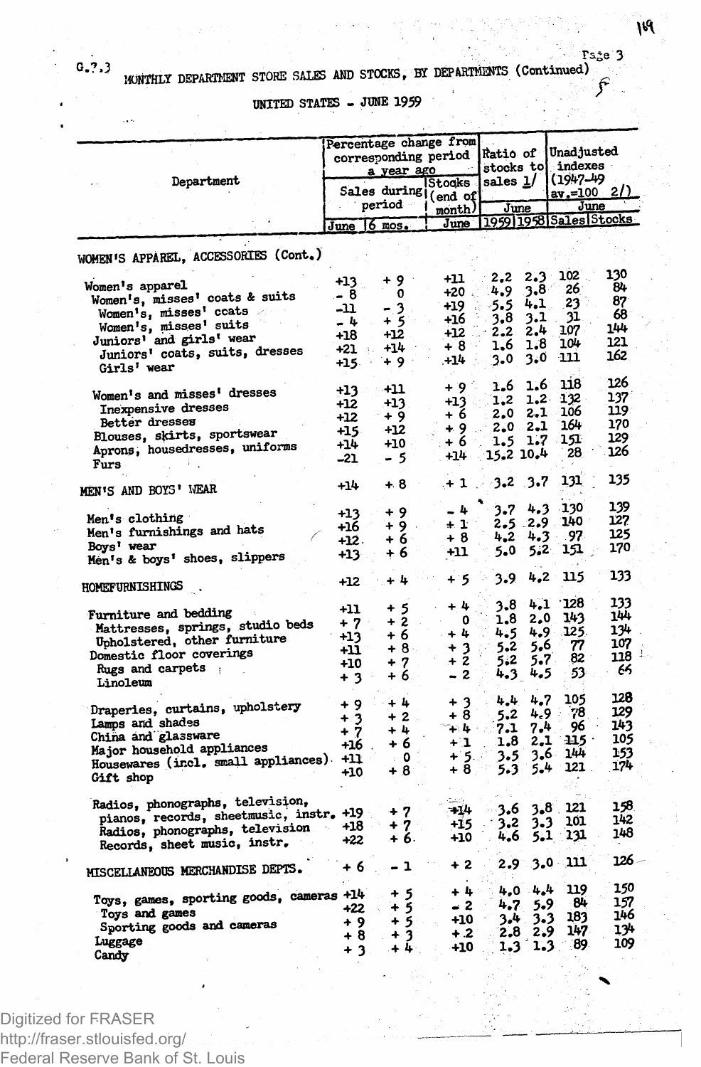G.7.3

MONTHLY DEPARTMENT STORE SALES AND STOCKS, BY DEPARTMENTS (Continued)

UNITED STATES - JUNE 1959

| Department | Percentage change from corresponding period a year ago | | | Ratio of stocks to sales 1/ | | Unadjusted indexes (1947-49 av.=100 2/) | |
|---|---|---|---|---|---|---|---|
| | Sales during period | | Stocks (end of month) | June | | June | |
| | June | 6 mos. | June | 1959 | 1958 | Sales | Stocks |
| WOMEN'S APPAREL, ACCESSORIES (Cont.) | | | | | | | |
| Women's apparel | +13 | + 9 | +11 | 2.2 | 2.3 | 102 | 130 |
| Women's, misses' coats & suits | - 8 | 0 | +20 | 4.9 | 3.8 | 26 | 84 |
| Women's, misses' coats | -11 | - 3 | +19 | 5.5 | 4.1 | 23 | 87 |
| Women's, misses' suits | - 4 | + 5 | +16 | 3.8 | 3.1 | 31 | 68 |
| Juniors' and girls' wear | +18 | +12 | +12 | 2.2 | 2.4 | 107 | 144 |
| Juniors' coats, suits, dresses | +21 | +14 | + 8 | 1.6 | 1.8 | 104 | 121 |
| Girls' wear | +15 | + 9 | +14 | 3.0 | 3.0 | 111 | 162 |
| Women's and misses' dresses | +13 | +11 | + 9 | 1.6 | 1.6 | 118 | 126 |
| Inexpensive dresses | +12 | +13 | +13 | 1.2 | 1.2 | 132 | 137 |
| Better dresses | +12 | + 9 | + 6 | 2.0 | 2.1 | 106 | 119 |
| Blouses, skirts, sportswear | +15 | +12 | + 9 | 2.0 | 2.1 | 164 | 170 |
| Aprons, housedresses, uniforms | +14 | +10 | + 6 | 1.5 | 1.7 | 151 | 129 |
| Furs | -21 | - 5 | +14 | 15.2 | 10.4 | 28 | 126 |
| MEN'S AND BOYS' WEAR | +14 | + 8 | + 1 | 3.2 | 3.7 | 131 | 135 |
| Men's clothing | +13 | + 9 | - 4 | 3.7 | 4.3 | 130 | 139 |
| Men's furnishings and hats | +16 | + 9 | + 1 | 2.5 | 2.9 | 140 | 127 |
| Boys' wear | +12 | + 6 | + 8 | 4.2 | 4.3 | 97 | 125 |
| Men's & boys' shoes, slippers | +13 | + 6 | +11 | 5.0 | 5.2 | 151 | 170 |
| HOMEFURNISHINGS | +12 | + 4 | + 5 | 3.9 | 4.2 | 115 | 133 |
| Furniture and bedding | +11 | + 5 | + 4 | 3.8 | 4.1 | 128 | 133 |
| Mattresses, springs, studio beds | + 7 | + 2 | 0 | 1.8 | 2.0 | 143 | 144 |
| Upholstered, other furniture | +13 | + 6 | + 4 | 4.5 | 4.9 | 125 | 134 |
| Domestic floor coverings | +11 | + 8 | + 3 | 5.2 | 5.6 | 77 | 107 |
| Rugs and carpets | +10 | + 7 | + 2 | 5.2 | 5.7 | 82 | 118 |
| Linoleum | + 3 | + 6 | - 2 | 4.3 | 4.5 | 53 | 65 |
| Draperies, curtains, upholstery | + 9 | + 4 | + 3 | 4.4 | 4.7 | 105 | 128 |
| Lamps and shades | + 3 | + 2 | + 8 | 5.2 | 4.9 | 78 | 129 |
| China and glassware | + 7 | + 4 | + 4 | 7.1 | 7.4 | 96 | 143 |
| Major household appliances | +16 | + 6 | + 1 | 1.8 | 2.1 | 115 | 105 |
| Housewares (incl. small appliances) | +11 | 0 | + 5 | 3.5 | 3.6 | 144 | 153 |
| Gift shop | +10 | + 8 | + 8 | 5.3 | 5.4 | 121 | 174 |
| Radios, phonographs, television, pianos, records, sheetmusic, instr. | +19 | + 7 | +14 | 3.6 | 3.8 | 121 | 158 |
| Radios, phonographs, television | +18 | + 7 | +15 | 3.2 | 3.3 | 101 | 142 |
| Records, sheet music, instr. | +22 | + 6 | +10 | 4.6 | 5.1 | 131 | 148 |
| MISCELLANEOUS MERCHANDISE DEPTS. | + 6 | - 1 | + 2 | 2.9 | 3.0 | 111 | 126 |
| Toys, games, sporting goods, cameras | +14 | + 5 | + 4 | 4.0 | 4.4 | 119 | 150 |
| Toys and games | +22 | + 5 | - 2 | 4.7 | 5.9 | 84 | 157 |
| Sporting goods and cameras | + 9 | + 5 | +10 | 3.4 | 3.3 | 183 | 146 |
| Luggage | + 8 | + 3 | + 2 | 2.8 | 2.9 | 147 | 134 |
| Candy | + 3 | + 4 | +10 | 1.3 | 1.3 | 89 | 109 |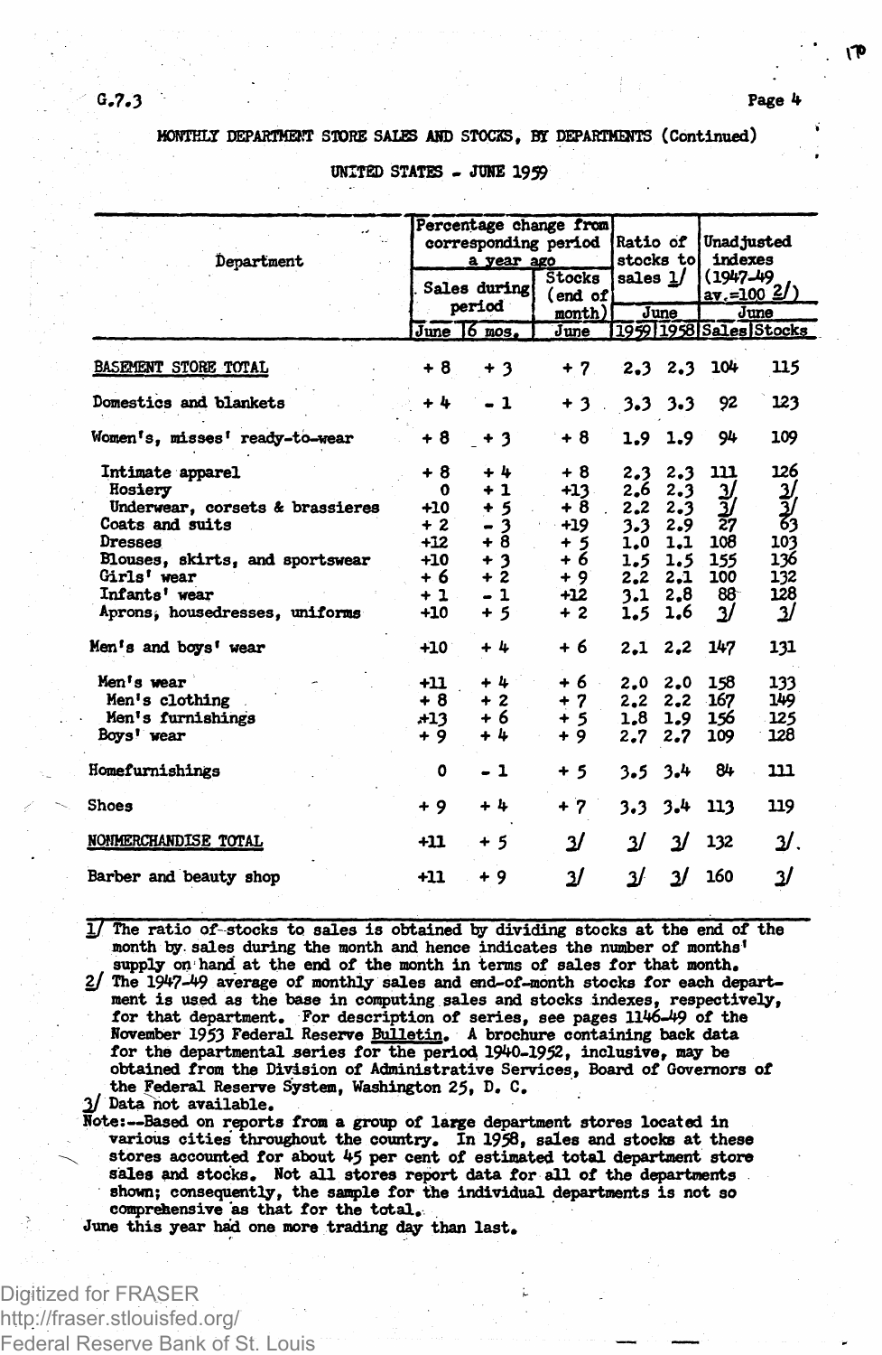MONTHLY DEPARTMENT STORE SALES AND STOCKS, BY DEPARTMENTS (Continued)

UNITED STATES - JUNE 1959

| Department | Percentage change from corresponding period a year ago | | | Ratio of stocks to sales 1/ | | Unadjusted indexes (1947-49 av.=100 2/) | |
|---|---|---|---|---|---|---|---|
| | Sales during period | | Stocks (end of month) | June | | June | |
| | June | 6 mos. | June | 1959 | 1958 | Sales | Stocks |
| BASEMENT STORE TOTAL | + 8 | + 3 | + 7 | 2.3 | 2.3 | 104 | 115 |
| Domestics and blankets | + 4 | - 1 | + 3 | 3.3 | 3.3 | 92 | 123 |
| Women's, misses' ready-to-wear | + 8 | + 3 | + 8 | 1.9 | 1.9 | 94 | 109 |
| Intimate apparel | + 8 | + 4 | + 8 | 2.3 | 2.3 | 111 | 126 |
| Hosiery | 0 | + 1 | +13 | 2.6 | 2.3 | 3/ | 3/ |
| Underwear, corsets & brassieres | +10 | + 5 | + 8 | 2.2 | 2.3 | 3/ | 3/ |
| Coats and suits | + 2 | - 3 | +19 | 3.3 | 2.9 | 27 | 63 |
| Dresses | +12 | + 8 | + 5 | 1.0 | 1.1 | 108 | 103 |
| Blouses, skirts, and sportswear | +10 | + 3 | + 6 | 1.5 | 1.5 | 155 | 136 |
| Girls' wear | + 6 | + 2 | + 9 | 2.2 | 2.1 | 100 | 132 |
| Infants' wear | + 1 | - 1 | +12 | 3.1 | 2.8 | 88 | 128 |
| Aprons, housedresses, uniforms | +10 | + 5 | + 2 | 1.5 | 1.6 | 3/ | 3/ |
| Men's and boys' wear | +10 | + 4 | + 6 | 2.1 | 2.2 | 147 | 131 |
| Men's wear | +11 | + 4 | + 6 | 2.0 | 2.0 | 158 | 133 |
| Men's clothing | + 8 | + 2 | + 7 | 2.2 | 2.2 | 167 | 149 |
| Men's furnishings | +13 | + 6 | + 5 | 1.8 | 1.9 | 156 | 125 |
| Boys' wear | + 9 | + 4 | + 9 | 2.7 | 2.7 | 109 | 128 |
| Homefurnishings | 0 | - 1 | + 5 | 3.5 | 3.4 | 84 | 111 |
| Shoes | + 9 | + 4 | + 7 | 3.3 | 3.4 | 113 | 119 |
| NONMERCHANDISE TOTAL | +11 | + 5 | 3/ | 3/ | 3/ | 132 | 3/ |
| Barber and beauty shop | +11 | + 9 | 3/ | 3/ | 3/ | 160 | 3/ |

1/ The ratio of stocks to sales is obtained by dividing stocks at the end of the month by sales during the month and hence indicates the number of months' supply on hand at the end of the month in terms of sales for that month.

2/ The 1947-49 average of monthly sales and end-of-month stocks for each department is used as the base in computing sales and stocks indexes, respectively, for that department. For description of series, see pages 1146-49 of the November 1953 Federal Reserve Bulletin. A brochure containing back data for the departmental series for the period 1940-1952, inclusive, may be obtained from the Division of Administrative Services, Board of Governors of the Federal Reserve System, Washington 25, D. C.

3/ Data not available.

Note:--Based on reports from a group of large department stores located in various cities throughout the country. In 1958, sales and stocks at these stores accounted for about 45 per cent of estimated total department store sales and stocks. Not all stores report data for all of the departments shown; consequently, the sample for the individual departments is not so comprehensive as that for the total.

June this year had one more trading day than last.